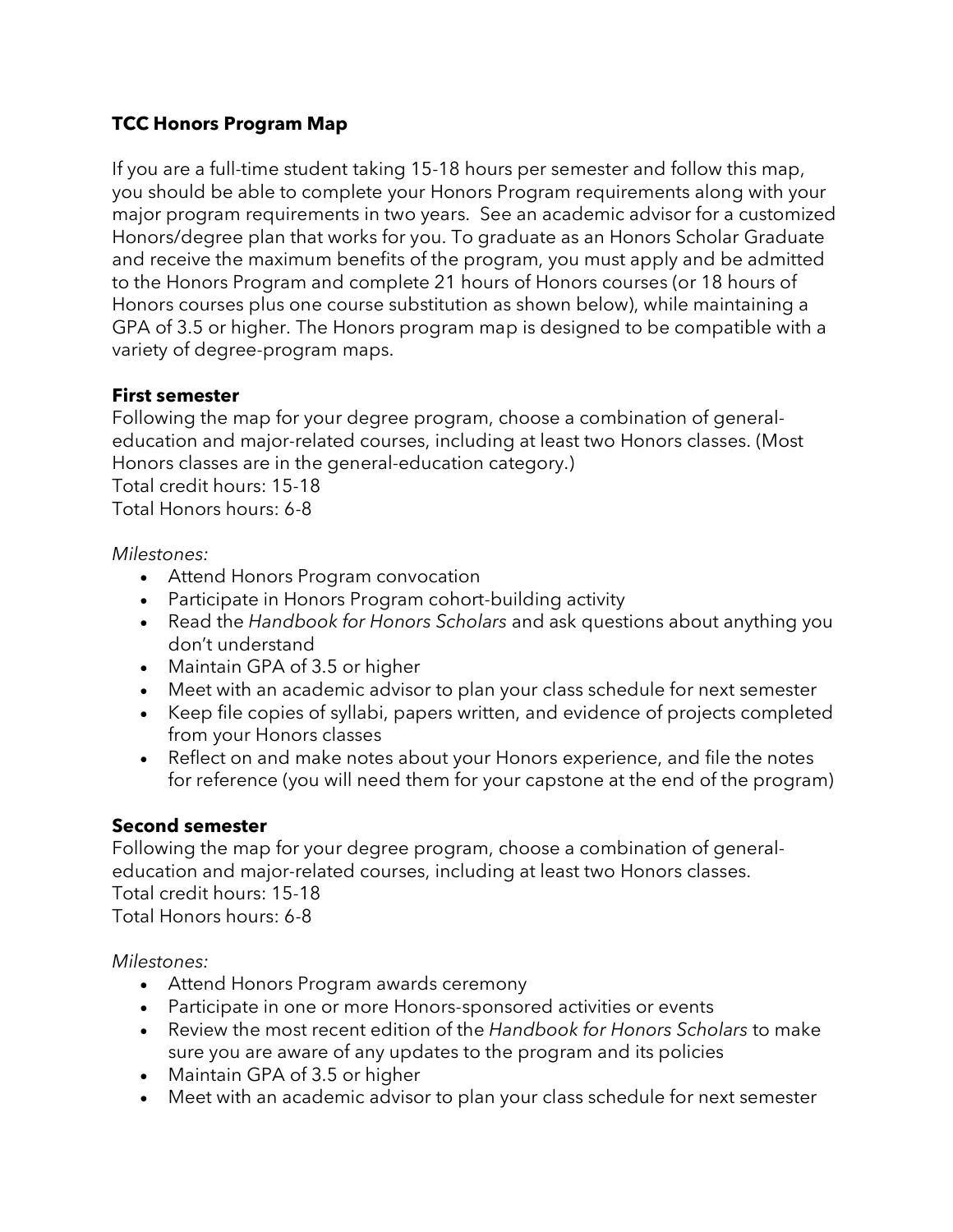# TCC Honors Program Map

If you are a full-time student taking 15-18 hours per semester and follow this map, you should be able to complete your Honors Program requirements along with your major program requirements in two years. See an academic advisor for a customized Honors/degree plan that works for you. To graduate as an Honors Scholar Graduate and receive the maximum benefits of the program, you must apply and be admitted to the Honors Program and complete 21 hours of Honors courses (or 18 hours of Honors courses plus one course substitution as shown below), while maintaining a GPA of 3.5 or higher. The Honors program map is designed to be compatible with a variety of degree-program maps.

## First semester

Following the map for your degree program, choose a combination of general-education and major-related courses, including at least two Honors classes. (Most Honors classes are in the general-education category.)
Total credit hours: 15-18
Total Honors hours: 6-8

*Milestones:*

- Attend Honors Program convocation
- Participate in Honors Program cohort-building activity
- Read the *Handbook for Honors Scholars* and ask questions about anything you don't understand
- Maintain GPA of 3.5 or higher
- Meet with an academic advisor to plan your class schedule for next semester
- Keep file copies of syllabi, papers written, and evidence of projects completed from your Honors classes
- Reflect on and make notes about your Honors experience, and file the notes for reference (you will need them for your capstone at the end of the program)

## Second semester

Following the map for your degree program, choose a combination of general-education and major-related courses, including at least two Honors classes.
Total credit hours: 15-18
Total Honors hours: 6-8

*Milestones:*

- Attend Honors Program awards ceremony
- Participate in one or more Honors-sponsored activities or events
- Review the most recent edition of the *Handbook for Honors Scholars* to make sure you are aware of any updates to the program and its policies
- Maintain GPA of 3.5 or higher
- Meet with an academic advisor to plan your class schedule for next semester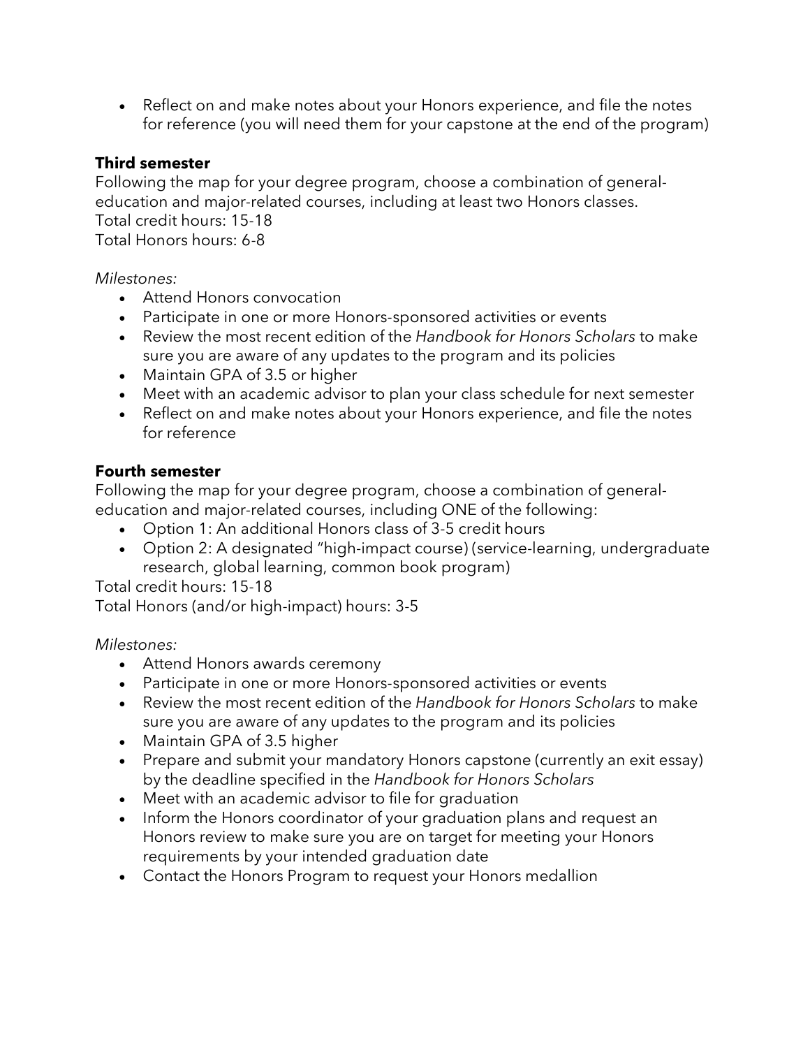- Reflect on and make notes about your Honors experience, and file the notes for reference (you will need them for your capstone at the end of the program)

**Third semester**

Following the map for your degree program, choose a combination of general-education and major-related courses, including at least two Honors classes.
Total credit hours: 15-18
Total Honors hours: 6-8

*Milestones:*

- Attend Honors convocation
- Participate in one or more Honors-sponsored activities or events
- Review the most recent edition of the *Handbook for Honors Scholars* to make sure you are aware of any updates to the program and its policies
- Maintain GPA of 3.5 or higher
- Meet with an academic advisor to plan your class schedule for next semester
- Reflect on and make notes about your Honors experience, and file the notes for reference

**Fourth semester**

Following the map for your degree program, choose a combination of general-education and major-related courses, including ONE of the following:

- Option 1: An additional Honors class of 3-5 credit hours
- Option 2: A designated "high-impact course) (service-learning, undergraduate research, global learning, common book program)

Total credit hours: 15-18
Total Honors (and/or high-impact) hours: 3-5

*Milestones:*

- Attend Honors awards ceremony
- Participate in one or more Honors-sponsored activities or events
- Review the most recent edition of the *Handbook for Honors Scholars* to make sure you are aware of any updates to the program and its policies
- Maintain GPA of 3.5 higher
- Prepare and submit your mandatory Honors capstone (currently an exit essay) by the deadline specified in the *Handbook for Honors Scholars*
- Meet with an academic advisor to file for graduation
- Inform the Honors coordinator of your graduation plans and request an Honors review to make sure you are on target for meeting your Honors requirements by your intended graduation date
- Contact the Honors Program to request your Honors medallion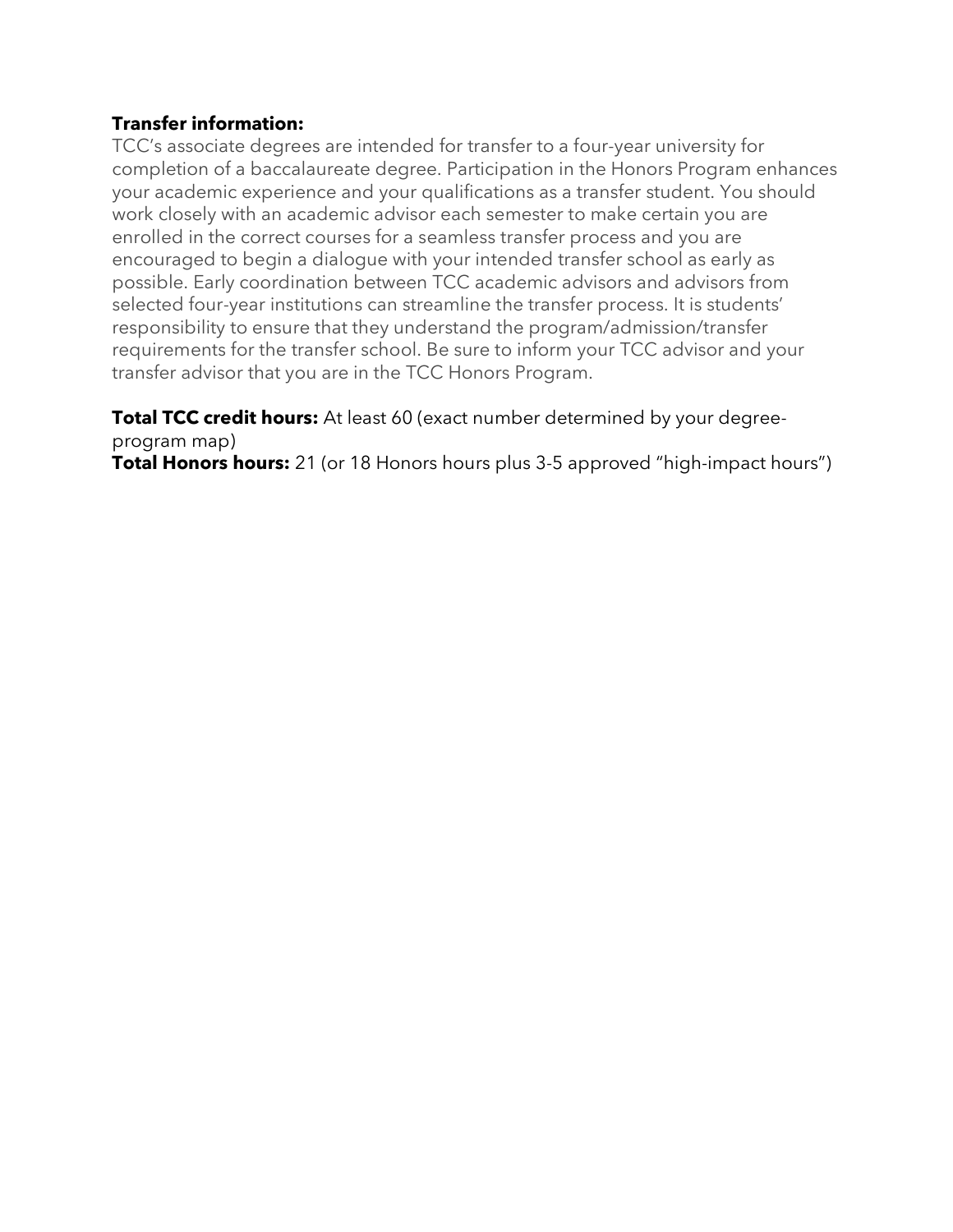**Transfer information:**
TCC's associate degrees are intended for transfer to a four-year university for completion of a baccalaureate degree. Participation in the Honors Program enhances your academic experience and your qualifications as a transfer student. You should work closely with an academic advisor each semester to make certain you are enrolled in the correct courses for a seamless transfer process and you are encouraged to begin a dialogue with your intended transfer school as early as possible. Early coordination between TCC academic advisors and advisors from selected four-year institutions can streamline the transfer process. It is students' responsibility to ensure that they understand the program/admission/transfer requirements for the transfer school. Be sure to inform your TCC advisor and your transfer advisor that you are in the TCC Honors Program.

**Total TCC credit hours:** At least 60 (exact number determined by your degree-program map)
**Total Honors hours:** 21 (or 18 Honors hours plus 3-5 approved "high-impact hours")